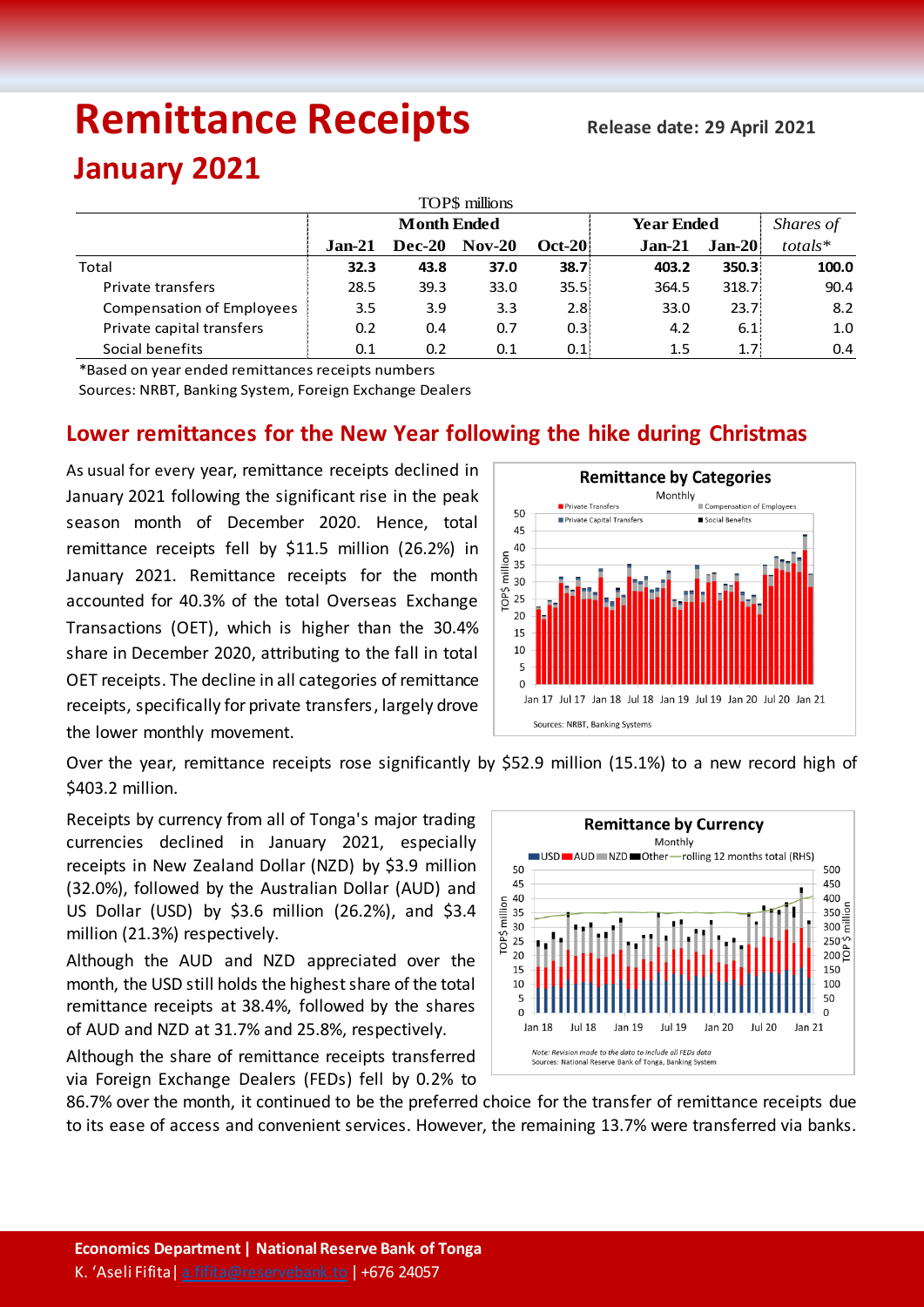# Remittance Receipts

**Release date: 29 April 2021**

## January 2021

| TOP$ millions | Month Ended | | | | Year Ended | | Shares of |
|---|---|---|---|---|---|---|---|
| | **Jan-21** | **Dec-20** | **Nov-20** | **Oct-20** | **Jan-21** | **Jan-20** | *totals** |
| Total | **32.3** | **43.8** | **37.0** | **38.7** | **403.2** | **350.3** | **100.0** |
| Private transfers | 28.5 | 39.3 | 33.0 | 35.5 | 364.5 | 318.7 | 90.4 |
| Compensation of Employees | 3.5 | 3.9 | 3.3 | 2.8 | 33.0 | 23.7 | 8.2 |
| Private capital transfers | 0.2 | 0.4 | 0.7 | 0.3 | 4.2 | 6.1 | 1.0 |
| Social benefits | 0.1 | 0.2 | 0.1 | 0.1 | 1.5 | 1.7 | 0.4 |

*Based on year ended remittances receipts numbers

Sources: NRBT, Banking System, Foreign Exchange Dealers

## Lower remittances for the New Year following the hike during Christmas

As usual for every year, remittance receipts declined in January 2021 following the significant rise in the peak season month of December 2020. Hence, total remittance receipts fell by $11.5 million (26.2%) in January 2021. Remittance receipts for the month accounted for 40.3% of the total Overseas Exchange Transactions (OET), which is higher than the 30.4% share in December 2020, attributing to the fall in total OET receipts. The decline in all categories of remittance receipts, specifically for private transfers, largely drove the lower monthly movement.

Over the year, remittance receipts rose significantly by $52.9 million (15.1%) to a new record high of $403.2 million.

Receipts by currency from all of Tonga's major trading currencies declined in January 2021, especially receipts in New Zealand Dollar (NZD) by $3.9 million (32.0%), followed by the Australian Dollar (AUD) and US Dollar (USD) by $3.6 million (26.2%), and $3.4 million (21.3%) respectively.

Although the AUD and NZD appreciated over the month, the USD still holds the highest share of the total remittance receipts at 38.4%, followed by the shares of AUD and NZD at 31.7% and 25.8%, respectively.

Although the share of remittance receipts transferred via Foreign Exchange Dealers (FEDs) fell by 0.2% to 86.7% over the month, it continued to be the preferred choice for the transfer of remittance receipts due to its ease of access and convenient services. However, the remaining 13.7% were transferred via banks.

**Economics Department | National Reserve Bank of Tonga**

K. 'Aseli Fifita | a.fifita@reservebank.to | +676 24057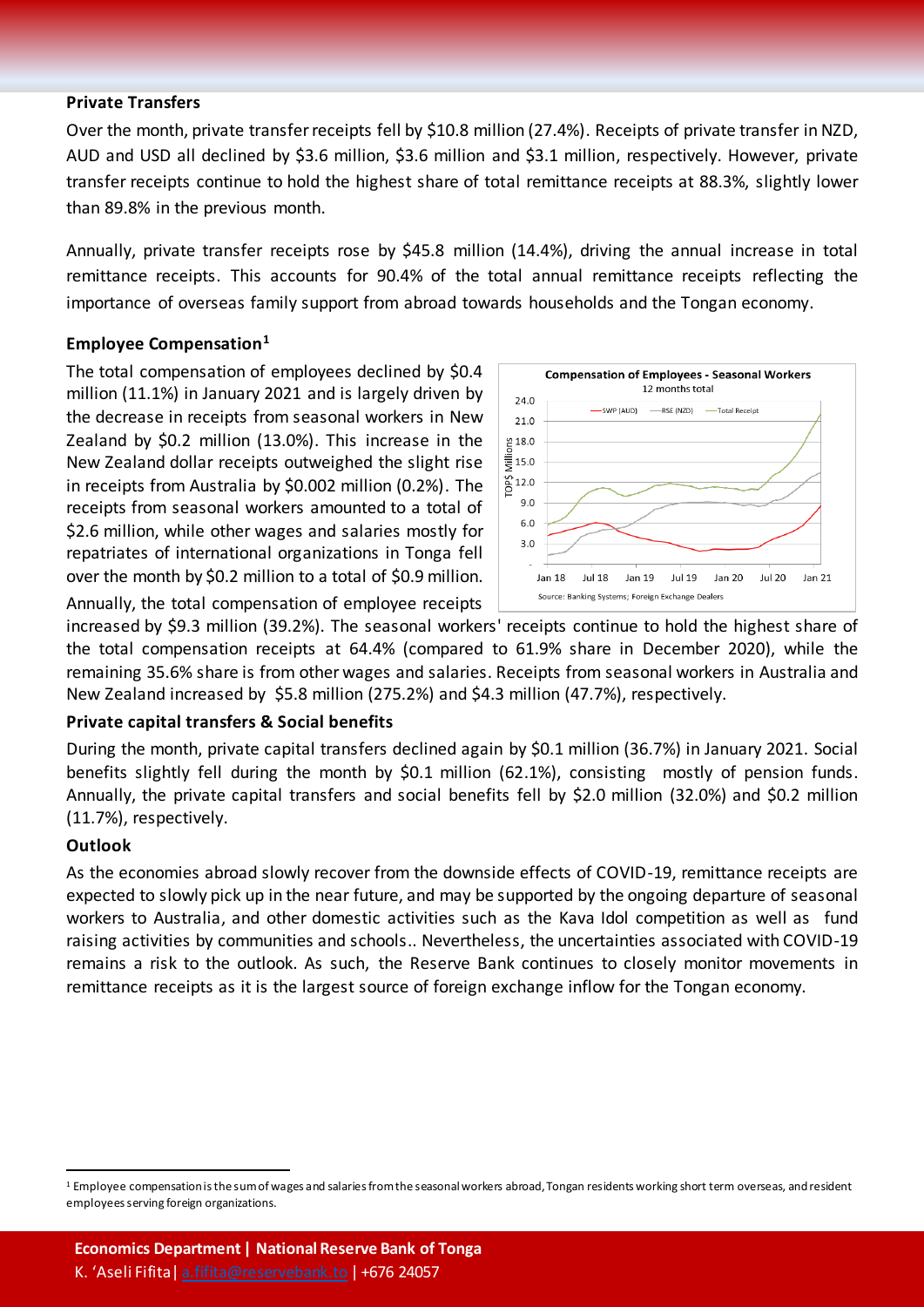### Private Transfers

Over the month, private transfer receipts fell by $10.8 million (27.4%). Receipts of private transfer in NZD, AUD and USD all declined by $3.6 million, $3.6 million and $3.1 million, respectively. However, private transfer receipts continue to hold the highest share of total remittance receipts at 88.3%, slightly lower than 89.8% in the previous month.

Annually, private transfer receipts rose by $45.8 million (14.4%), driving the annual increase in total remittance receipts. This accounts for 90.4% of the total annual remittance receipts reflecting the importance of overseas family support from abroad towards households and the Tongan economy.

### Employee Compensation[1]

The total compensation of employees declined by $0.4 million (11.1%) in January 2021 and is largely driven by the decrease in receipts from seasonal workers in New Zealand by $0.2 million (13.0%). This increase in the New Zealand dollar receipts outweighed the slight rise in receipts from Australia by $0.002 million (0.2%). The receipts from seasonal workers amounted to a total of $2.6 million, while other wages and salaries mostly for repatriates of international organizations in Tonga fell over the month by $0.2 million to a total of $0.9 million. Annually, the total compensation of employee receipts increased by $9.3 million (39.2%). The seasonal workers' receipts continue to hold the highest share of the total compensation receipts at 64.4% (compared to 61.9% share in December 2020), while the remaining 35.6% share is from other wages and salaries. Receipts from seasonal workers in Australia and New Zealand increased by $5.8 million (275.2%) and $4.3 million (47.7%), respectively.

### Private capital transfers & Social benefits

During the month, private capital transfers declined again by $0.1 million (36.7%) in January 2021. Social benefits slightly fell during the month by $0.1 million (62.1%), consisting mostly of pension funds. Annually, the private capital transfers and social benefits fell by $2.0 million (32.0%) and $0.2 million (11.7%), respectively.

### Outlook

As the economies abroad slowly recover from the downside effects of COVID-19, remittance receipts are expected to slowly pick up in the near future, and may be supported by the ongoing departure of seasonal workers to Australia, and other domestic activities such as the Kava Idol competition as well as fund raising activities by communities and schools.. Nevertheless, the uncertainties associated with COVID-19 remains a risk to the outlook. As such, the Reserve Bank continues to closely monitor movements in remittance receipts as it is the largest source of foreign exchange inflow for the Tongan economy.

---

[1] Employee compensation is the sum of wages and salaries from the seasonal workers abroad, Tongan residents working short term overseas, and resident employees serving foreign organizations.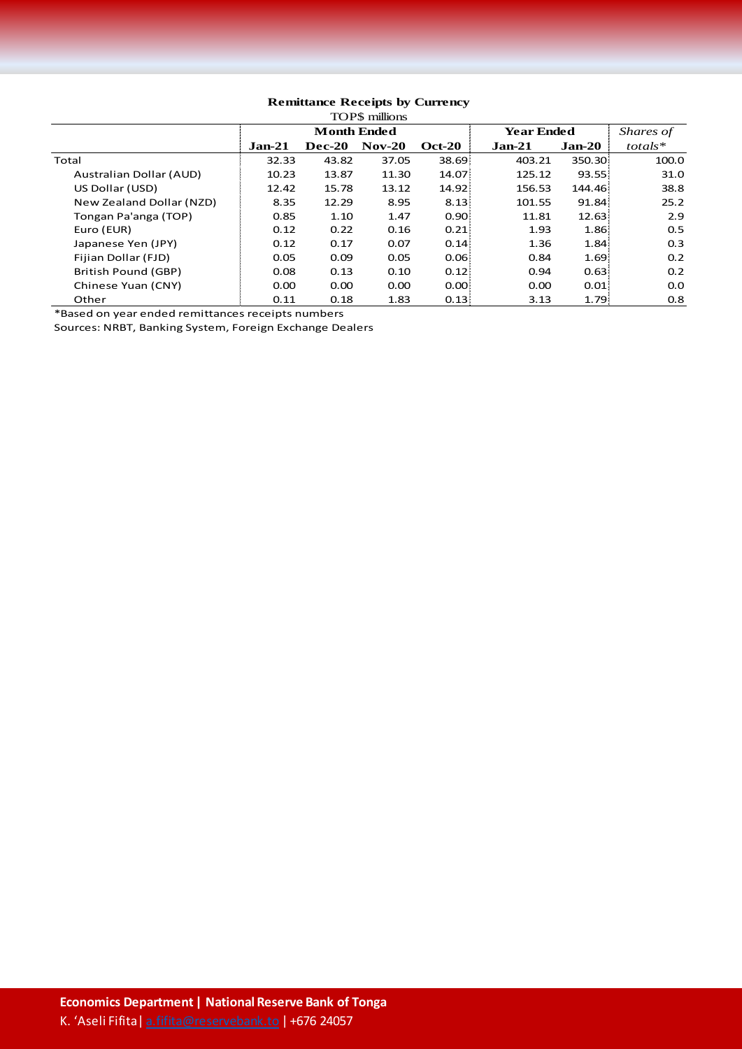**Remittance Receipts by Currency**

TOP$ millions

| | Month Ended | | | | Year Ended | | *Shares of* |
|---|---|---|---|---|---|---|---|
| | **Jan-21** | **Dec-20** | **Nov-20** | **Oct-20** | **Jan-21** | **Jan-20** | *totals** |
| Total | 32.33 | 43.82 | 37.05 | 38.69 | 403.21 | 350.30 | 100.0 |
| Australian Dollar (AUD) | 10.23 | 13.87 | 11.30 | 14.07 | 125.12 | 93.55 | 31.0 |
| US Dollar (USD) | 12.42 | 15.78 | 13.12 | 14.92 | 156.53 | 144.46 | 38.8 |
| New Zealand Dollar (NZD) | 8.35 | 12.29 | 8.95 | 8.13 | 101.55 | 91.84 | 25.2 |
| Tongan Pa'anga (TOP) | 0.85 | 1.10 | 1.47 | 0.90 | 11.81 | 12.63 | 2.9 |
| Euro (EUR) | 0.12 | 0.22 | 0.16 | 0.21 | 1.93 | 1.86 | 0.5 |
| Japanese Yen (JPY) | 0.12 | 0.17 | 0.07 | 0.14 | 1.36 | 1.84 | 0.3 |
| Fijian Dollar (FJD) | 0.05 | 0.09 | 0.05 | 0.06 | 0.84 | 1.69 | 0.2 |
| British Pound (GBP) | 0.08 | 0.13 | 0.10 | 0.12 | 0.94 | 0.63 | 0.2 |
| Chinese Yuan (CNY) | 0.00 | 0.00 | 0.00 | 0.00 | 0.00 | 0.01 | 0.0 |
| Other | 0.11 | 0.18 | 1.83 | 0.13 | 3.13 | 1.79 | 0.8 |

*Based on year ended remittances receipts numbers

Sources: NRBT, Banking System, Foreign Exchange Dealers

**Economics Department | National Reserve Bank of Tonga**

K. 'Aseli Fifita | a.fifita@reservebank.to | +676 24057